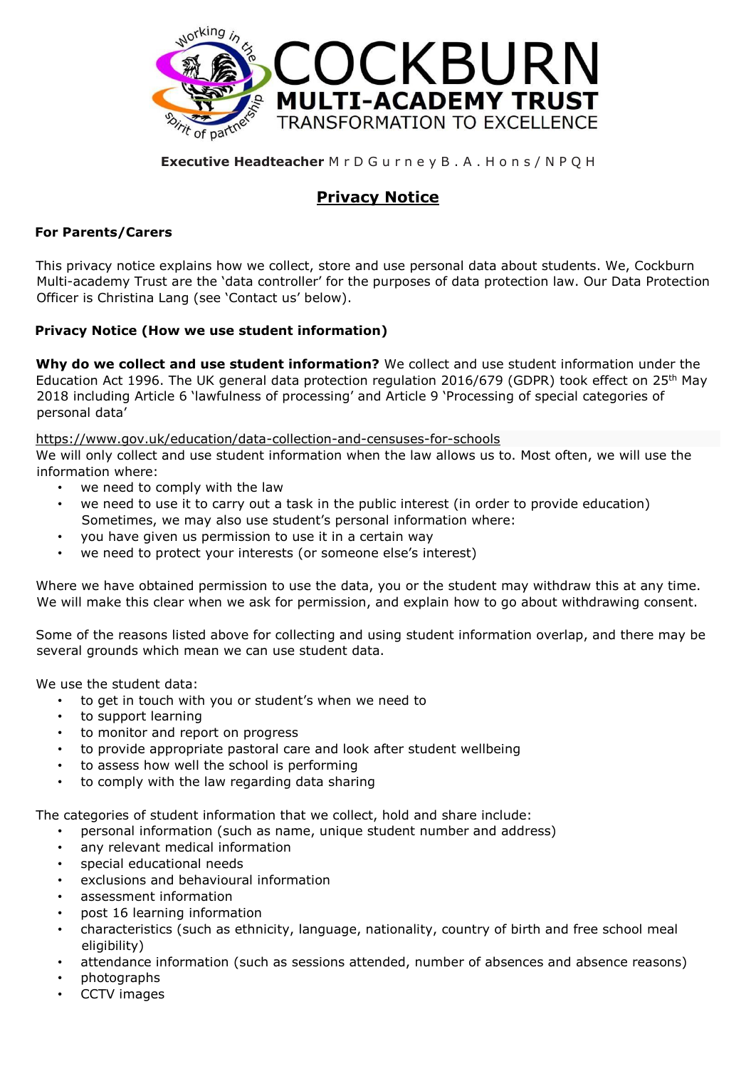# COCKBURN MULTI-ACADEMY TRUST

TRANSFORMATION TO EXCELLENCE

**Executive Headteacher** Mr D Gurney B.A. Hons/NPQH

## Privacy Notice

**For Parents/Carers**

This privacy notice explains how we collect, store and use personal data about students. We, Cockburn Multi-academy Trust are the 'data controller' for the purposes of data protection law. Our Data Protection Officer is Christina Lang (see 'Contact us' below).

**Privacy Notice (How we use student information)**

**Why do we collect and use student information?** We collect and use student information under the Education Act 1996. The UK general data protection regulation 2016/679 (GDPR) took effect on 25th May 2018 including Article 6 'lawfulness of processing' and Article 9 'Processing of special categories of personal data'

https://www.gov.uk/education/data-collection-and-censuses-for-schools

We will only collect and use student information when the law allows us to. Most often, we will use the information where:

- we need to comply with the law
- we need to use it to carry out a task in the public interest (in order to provide education)
  Sometimes, we may also use student's personal information where:
- you have given us permission to use it in a certain way
- we need to protect your interests (or someone else's interest)

Where we have obtained permission to use the data, you or the student may withdraw this at any time. We will make this clear when we ask for permission, and explain how to go about withdrawing consent.

Some of the reasons listed above for collecting and using student information overlap, and there may be several grounds which mean we can use student data.

We use the student data:

- to get in touch with you or student's when we need to
- to support learning
- to monitor and report on progress
- to provide appropriate pastoral care and look after student wellbeing
- to assess how well the school is performing
- to comply with the law regarding data sharing

The categories of student information that we collect, hold and share include:

- personal information (such as name, unique student number and address)
- any relevant medical information
- special educational needs
- exclusions and behavioural information
- assessment information
- post 16 learning information
- characteristics (such as ethnicity, language, nationality, country of birth and free school meal eligibility)
- attendance information (such as sessions attended, number of absences and absence reasons)
- photographs
- CCTV images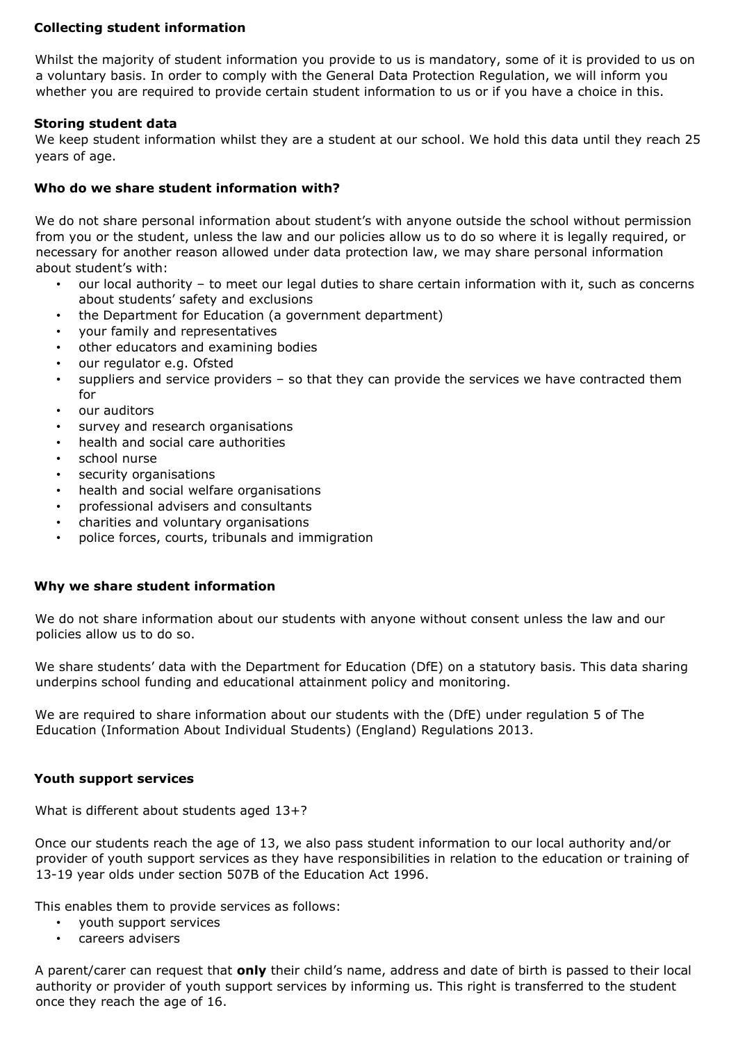### Collecting student information

Whilst the majority of student information you provide to us is mandatory, some of it is provided to us on a voluntary basis. In order to comply with the General Data Protection Regulation, we will inform you whether you are required to provide certain student information to us or if you have a choice in this.

### Storing student data

We keep student information whilst they are a student at our school. We hold this data until they reach 25 years of age.

### Who do we share student information with?

We do not share personal information about student's with anyone outside the school without permission from you or the student, unless the law and our policies allow us to do so where it is legally required, or necessary for another reason allowed under data protection law, we may share personal information about student's with:

- our local authority – to meet our legal duties to share certain information with it, such as concerns about students' safety and exclusions
- the Department for Education (a government department)
- your family and representatives
- other educators and examining bodies
- our regulator e.g. Ofsted
- suppliers and service providers – so that they can provide the services we have contracted them for
- our auditors
- survey and research organisations
- health and social care authorities
- school nurse
- security organisations
- health and social welfare organisations
- professional advisers and consultants
- charities and voluntary organisations
- police forces, courts, tribunals and immigration

### Why we share student information

We do not share information about our students with anyone without consent unless the law and our policies allow us to do so.

We share students' data with the Department for Education (DfE) on a statutory basis. This data sharing underpins school funding and educational attainment policy and monitoring.

We are required to share information about our students with the (DfE) under regulation 5 of The Education (Information About Individual Students) (England) Regulations 2013.

### Youth support services

What is different about students aged 13+?

Once our students reach the age of 13, we also pass student information to our local authority and/or provider of youth support services as they have responsibilities in relation to the education or training of 13-19 year olds under section 507B of the Education Act 1996.

This enables them to provide services as follows:

- youth support services
- careers advisers

A parent/carer can request that **only** their child's name, address and date of birth is passed to their local authority or provider of youth support services by informing us. This right is transferred to the student once they reach the age of 16.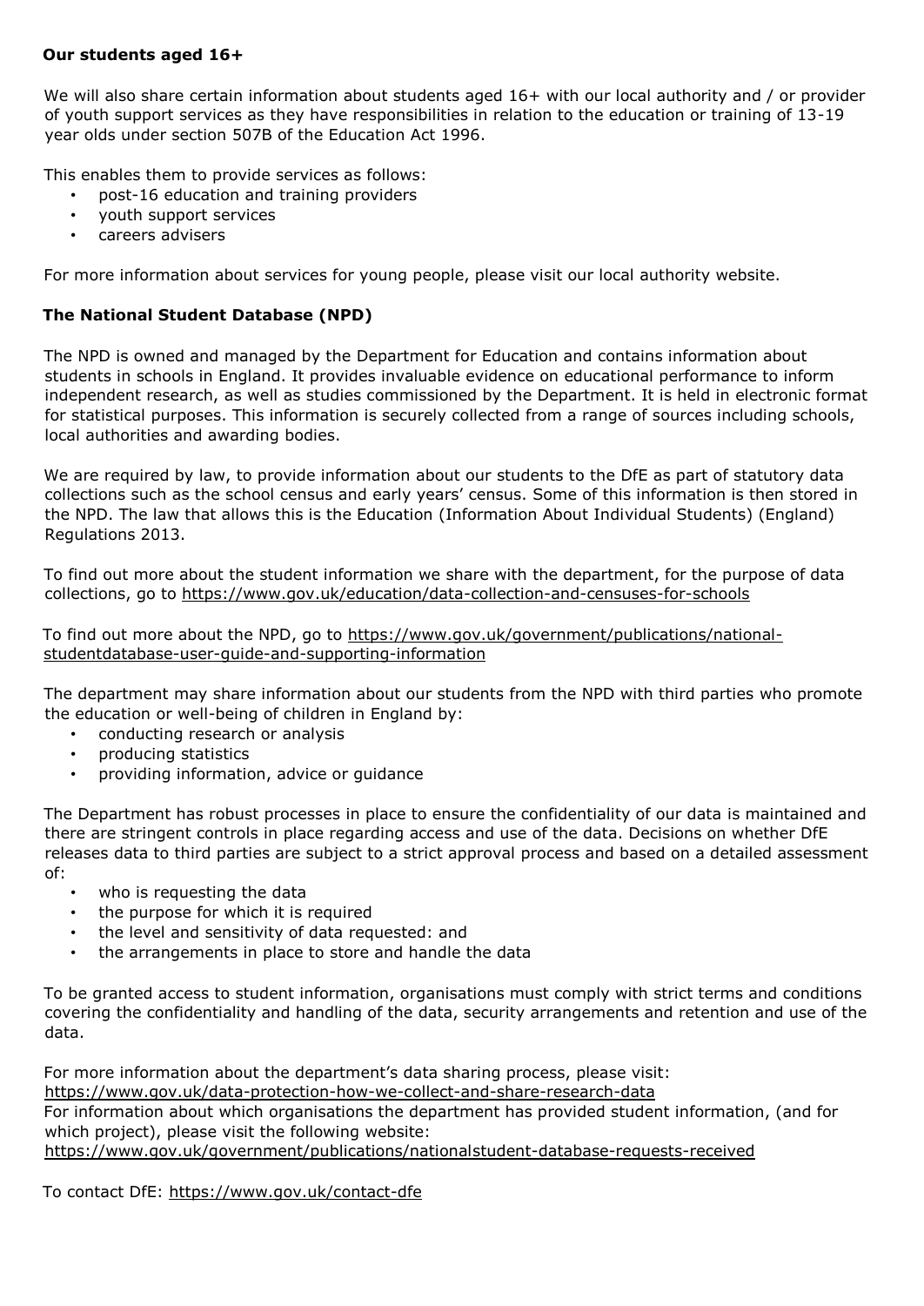**Our students aged 16+**

We will also share certain information about students aged 16+ with our local authority and / or provider of youth support services as they have responsibilities in relation to the education or training of 13-19 year olds under section 507B of the Education Act 1996.

This enables them to provide services as follows:

- post-16 education and training providers
- youth support services
- careers advisers

For more information about services for young people, please visit our local authority website.

**The National Student Database (NPD)**

The NPD is owned and managed by the Department for Education and contains information about students in schools in England. It provides invaluable evidence on educational performance to inform independent research, as well as studies commissioned by the Department. It is held in electronic format for statistical purposes. This information is securely collected from a range of sources including schools, local authorities and awarding bodies.

We are required by law, to provide information about our students to the DfE as part of statutory data collections such as the school census and early years' census. Some of this information is then stored in the NPD. The law that allows this is the Education (Information About Individual Students) (England) Regulations 2013.

To find out more about the student information we share with the department, for the purpose of data collections, go to https://www.gov.uk/education/data-collection-and-censuses-for-schools

To find out more about the NPD, go to https://www.gov.uk/government/publications/national-studentdatabase-user-guide-and-supporting-information

The department may share information about our students from the NPD with third parties who promote the education or well-being of children in England by:

- conducting research or analysis
- producing statistics
- providing information, advice or guidance

The Department has robust processes in place to ensure the confidentiality of our data is maintained and there are stringent controls in place regarding access and use of the data. Decisions on whether DfE releases data to third parties are subject to a strict approval process and based on a detailed assessment of:

- who is requesting the data
- the purpose for which it is required
- the level and sensitivity of data requested: and
- the arrangements in place to store and handle the data

To be granted access to student information, organisations must comply with strict terms and conditions covering the confidentiality and handling of the data, security arrangements and retention and use of the data.

For more information about the department's data sharing process, please visit:
https://www.gov.uk/data-protection-how-we-collect-and-share-research-data
For information about which organisations the department has provided student information, (and for which project), please visit the following website:
https://www.gov.uk/government/publications/nationalstudent-database-requests-received

To contact DfE: https://www.gov.uk/contact-dfe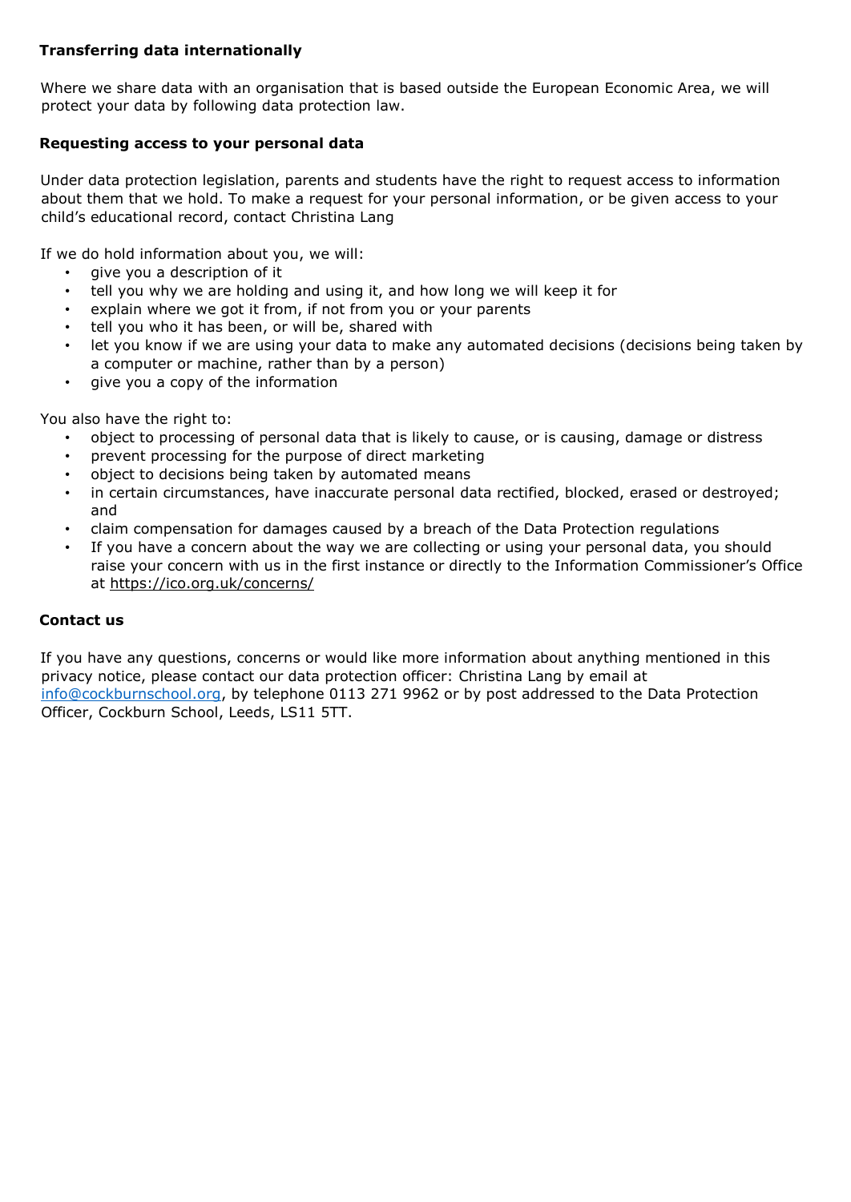### Transferring data internationally

Where we share data with an organisation that is based outside the European Economic Area, we will protect your data by following data protection law.

### Requesting access to your personal data

Under data protection legislation, parents and students have the right to request access to information about them that we hold. To make a request for your personal information, or be given access to your child's educational record, contact Christina Lang

If we do hold information about you, we will:

- give you a description of it
- tell you why we are holding and using it, and how long we will keep it for
- explain where we got it from, if not from you or your parents
- tell you who it has been, or will be, shared with
- let you know if we are using your data to make any automated decisions (decisions being taken by a computer or machine, rather than by a person)
- give you a copy of the information

You also have the right to:

- object to processing of personal data that is likely to cause, or is causing, damage or distress
- prevent processing for the purpose of direct marketing
- object to decisions being taken by automated means
- in certain circumstances, have inaccurate personal data rectified, blocked, erased or destroyed; and
- claim compensation for damages caused by a breach of the Data Protection regulations
- If you have a concern about the way we are collecting or using your personal data, you should raise your concern with us in the first instance or directly to the Information Commissioner's Office at https://ico.org.uk/concerns/

### Contact us

If you have any questions, concerns or would like more information about anything mentioned in this privacy notice, please contact our data protection officer: Christina Lang by email at info@cockburnschool.org, by telephone 0113 271 9962 or by post addressed to the Data Protection Officer, Cockburn School, Leeds, LS11 5TT.